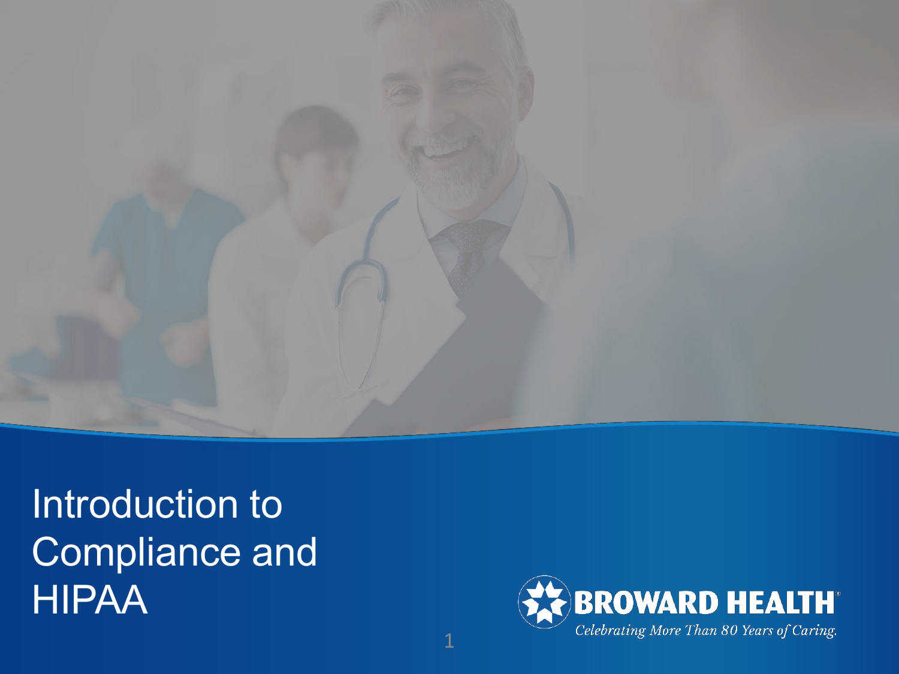# Introduction to Compliance and HIPAA

**BROWARD HEALTH**

*Celebrating More Than 80 Years of Caring.*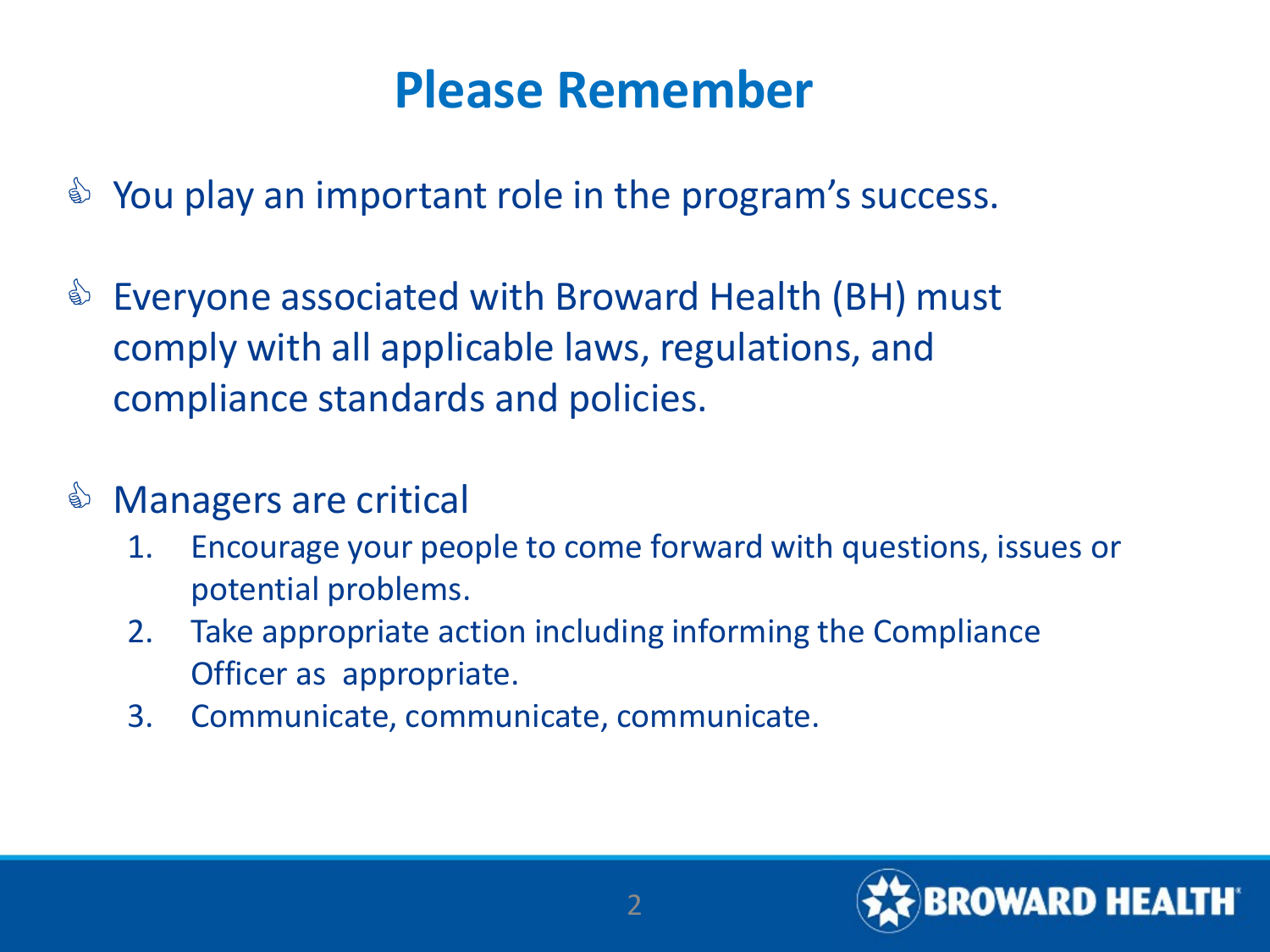# Please Remember

- You play an important role in the program's success.
- Everyone associated with Broward Health (BH) must comply with all applicable laws, regulations, and compliance standards and policies.
- Managers are critical
  1. Encourage your people to come forward with questions, issues or potential problems.
  2. Take appropriate action including informing the Compliance Officer as appropriate.
  3. Communicate, communicate, communicate.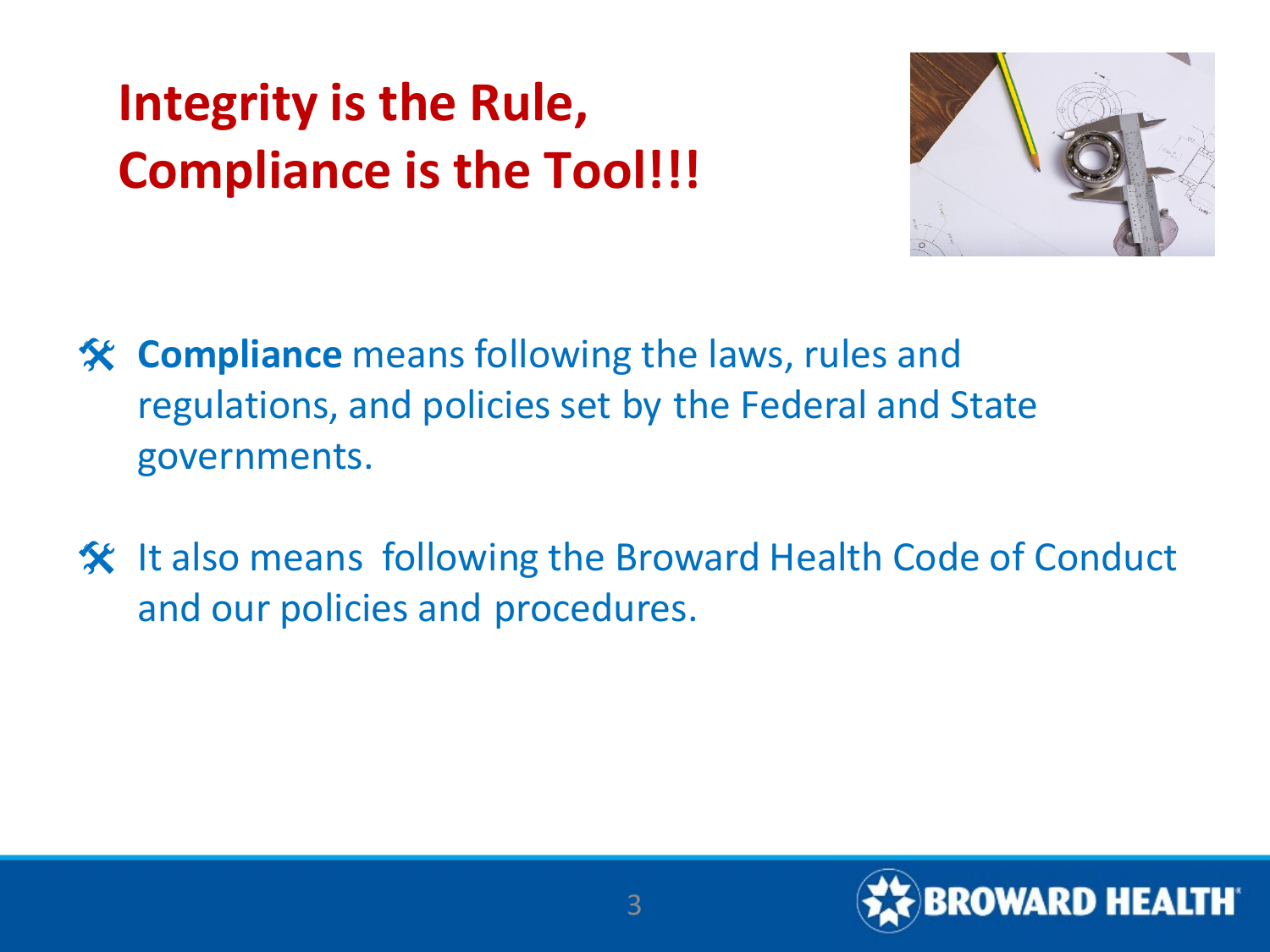# Integrity is the Rule, Compliance is the Tool!!!

- **Compliance** means following the laws, rules and regulations, and policies set by the Federal and State governments.
- It also means following the Broward Health Code of Conduct and our policies and procedures.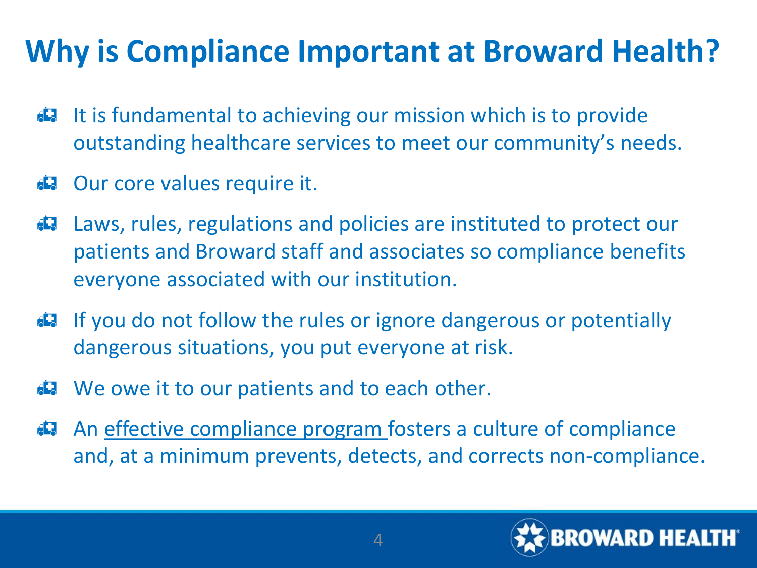# Why is Compliance Important at Broward Health?

- It is fundamental to achieving our mission which is to provide outstanding healthcare services to meet our community's needs.
- Our core values require it.
- Laws, rules, regulations and policies are instituted to protect our patients and Broward staff and associates so compliance benefits everyone associated with our institution.
- If you do not follow the rules or ignore dangerous or potentially dangerous situations, you put everyone at risk.
- We owe it to our patients and to each other.
- An effective compliance program fosters a culture of compliance and, at a minimum prevents, detects, and corrects non-compliance.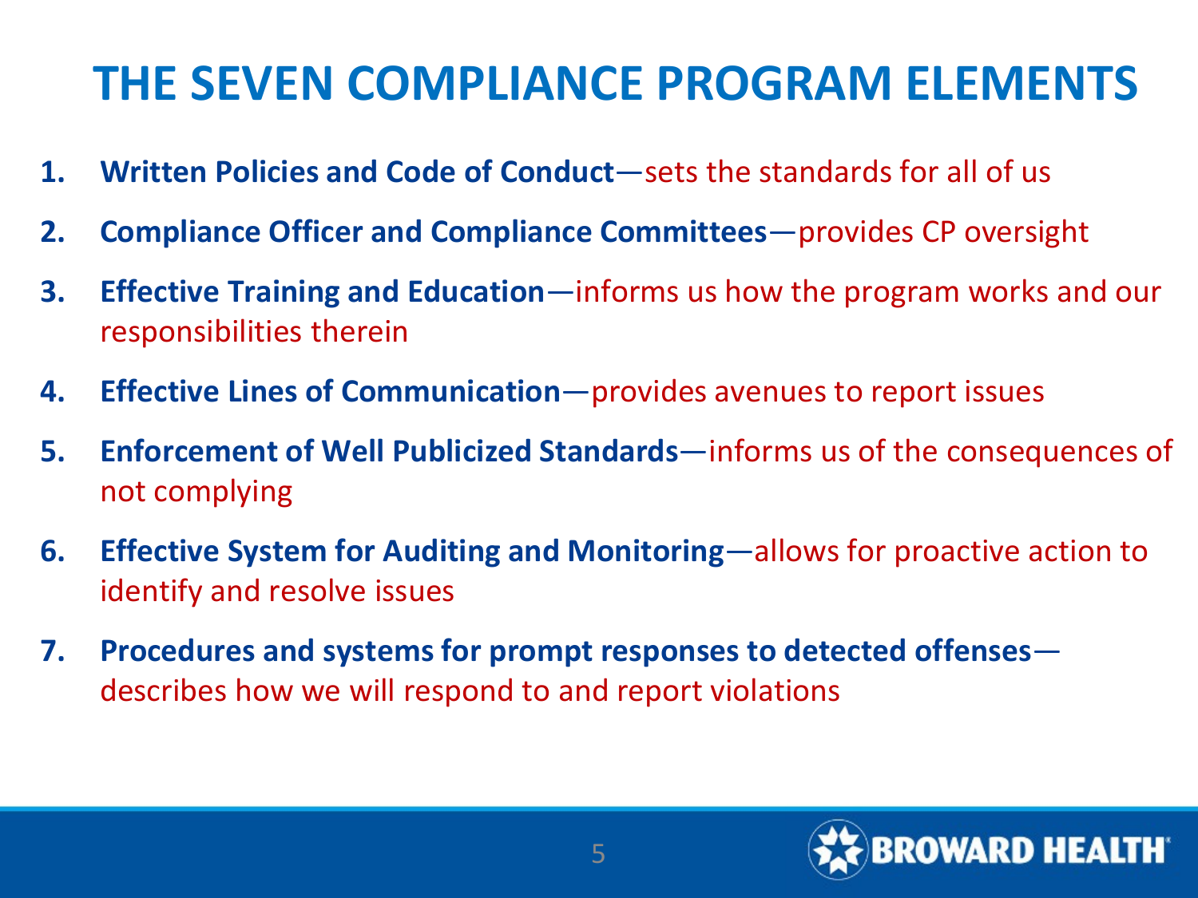# THE SEVEN COMPLIANCE PROGRAM ELEMENTS

1. **Written Policies and Code of Conduct**—sets the standards for all of us
2. **Compliance Officer and Compliance Committees**—provides CP oversight
3. **Effective Training and Education**—informs us how the program works and our responsibilities therein
4. **Effective Lines of Communication**—provides avenues to report issues
5. **Enforcement of Well Publicized Standards**—informs us of the consequences of not complying
6. **Effective System for Auditing and Monitoring**—allows for proactive action to identify and resolve issues
7. **Procedures and systems for prompt responses to detected offenses**—describes how we will respond to and report violations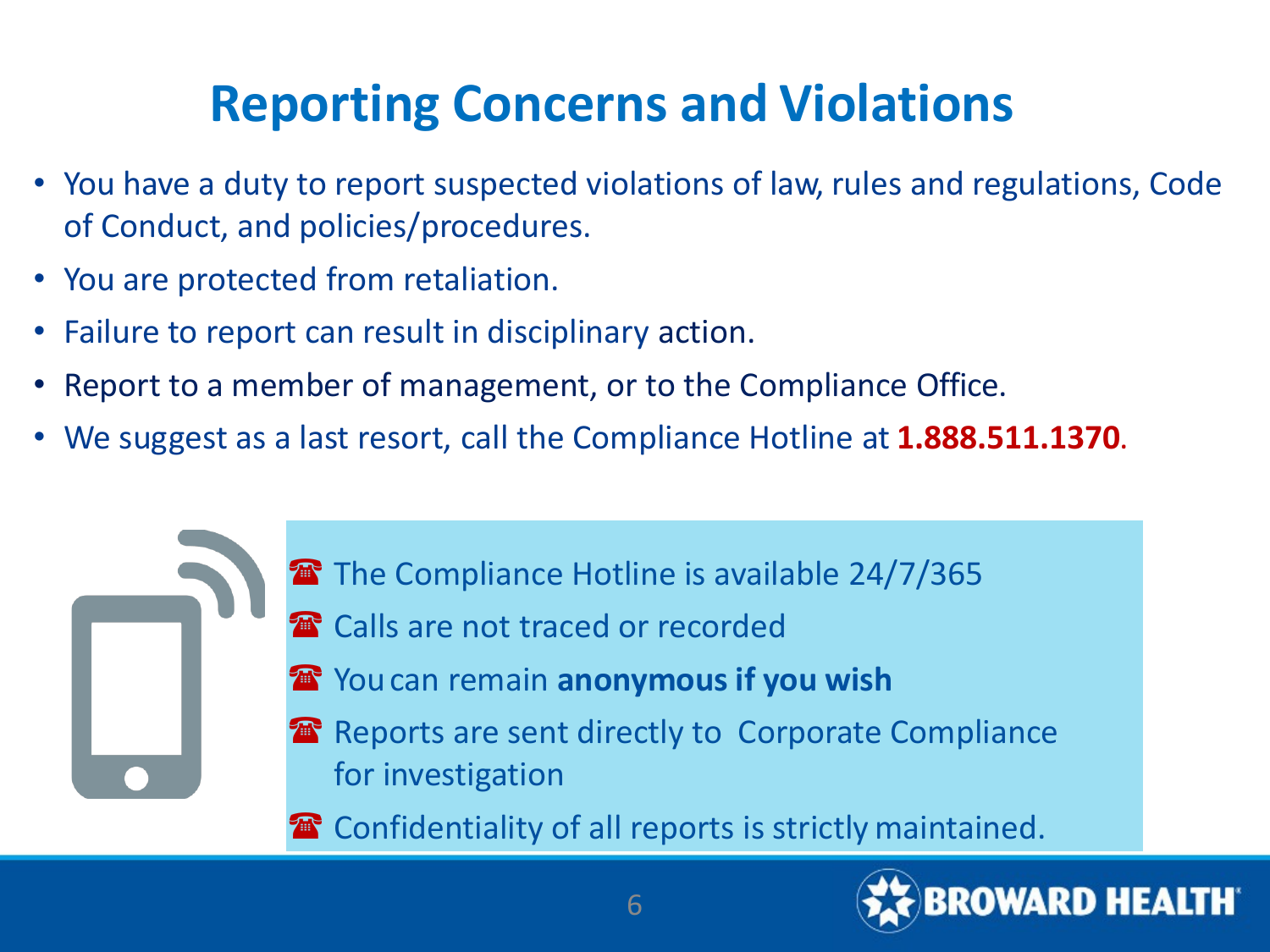# Reporting Concerns and Violations

- You have a duty to report suspected violations of law, rules and regulations, Code of Conduct, and policies/procedures.
- You are protected from retaliation.
- Failure to report can result in disciplinary action.
- Report to a member of management, or to the Compliance Office.
- We suggest as a last resort, call the Compliance Hotline at **1.888.511.1370**.

☎ The Compliance Hotline is available 24/7/365

☎ Calls are not traced or recorded

☎ You can remain **anonymous if you wish**

☎ Reports are sent directly to Corporate Compliance for investigation

☎ Confidentiality of all reports is strictly maintained.

BROWARD HEALTH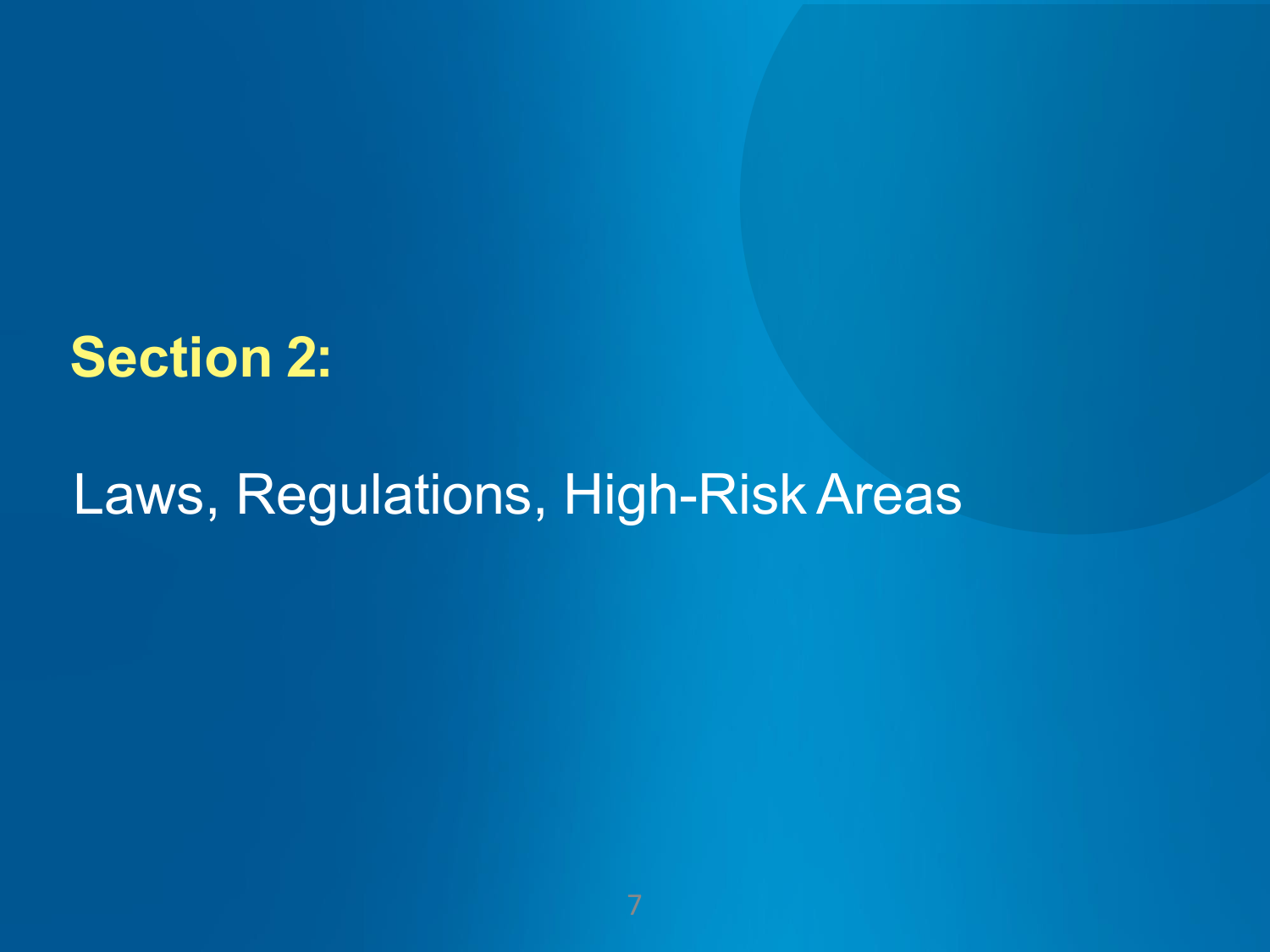# Section 2:

Laws, Regulations, High-Risk Areas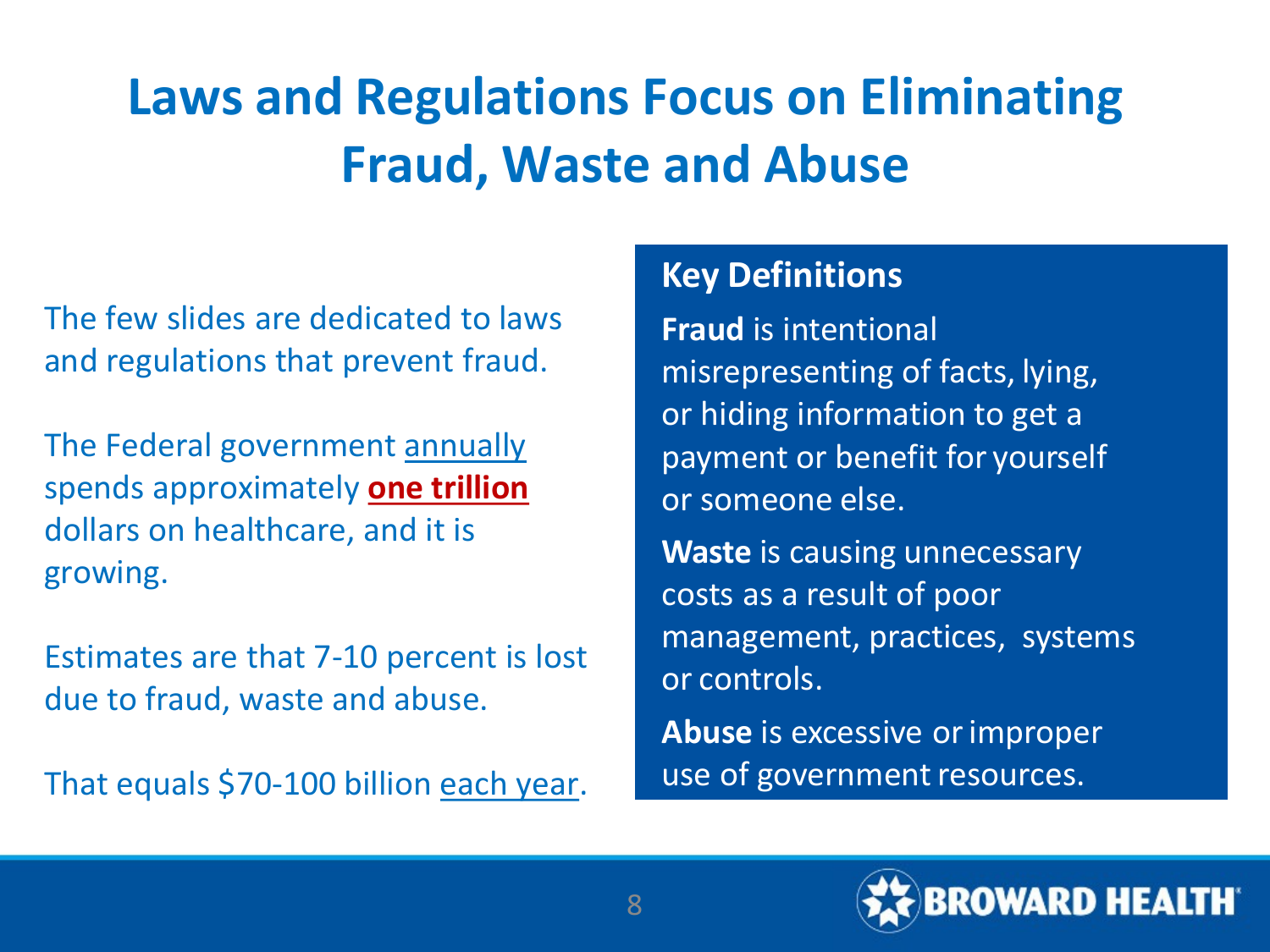# Laws and Regulations Focus on Eliminating Fraud, Waste and Abuse

The few slides are dedicated to laws and regulations that prevent fraud.

The Federal government annually spends approximately **one trillion** dollars on healthcare, and it is growing.

Estimates are that 7-10 percent is lost due to fraud, waste and abuse.

That equals $70-100 billion each year.

## Key Definitions

**Fraud** is intentional misrepresenting of facts, lying, or hiding information to get a payment or benefit for yourself or someone else.

**Waste** is causing unnecessary costs as a result of poor management, practices, systems or controls.

**Abuse** is excessive or improper use of government resources.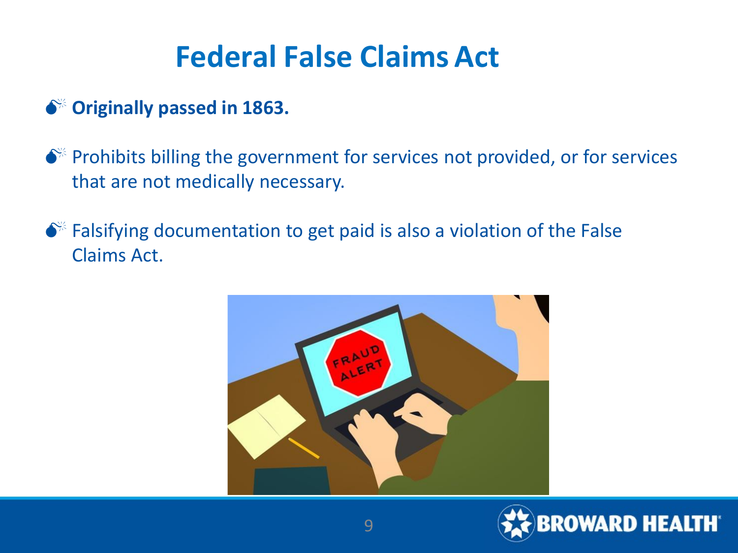# Federal False Claims Act

- **Originally passed in 1863.**
- Prohibits billing the government for services not provided, or for services that are not medically necessary.
- Falsifying documentation to get paid is also a violation of the False Claims Act.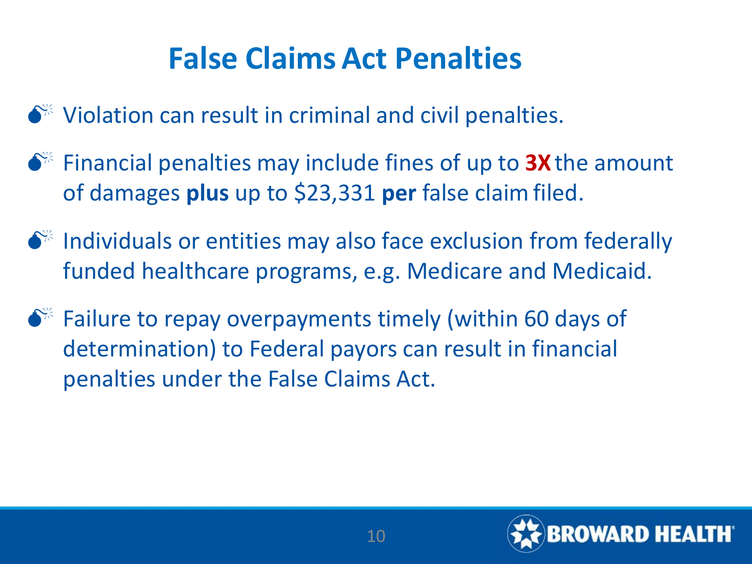# False Claims Act Penalties

- Violation can result in criminal and civil penalties.
- Financial penalties may include fines of up to **3X** the amount of damages **plus** up to $23,331 **per** false claim filed.
- Individuals or entities may also face exclusion from federally funded healthcare programs, e.g. Medicare and Medicaid.
- Failure to repay overpayments timely (within 60 days of determination) to Federal payors can result in financial penalties under the False Claims Act.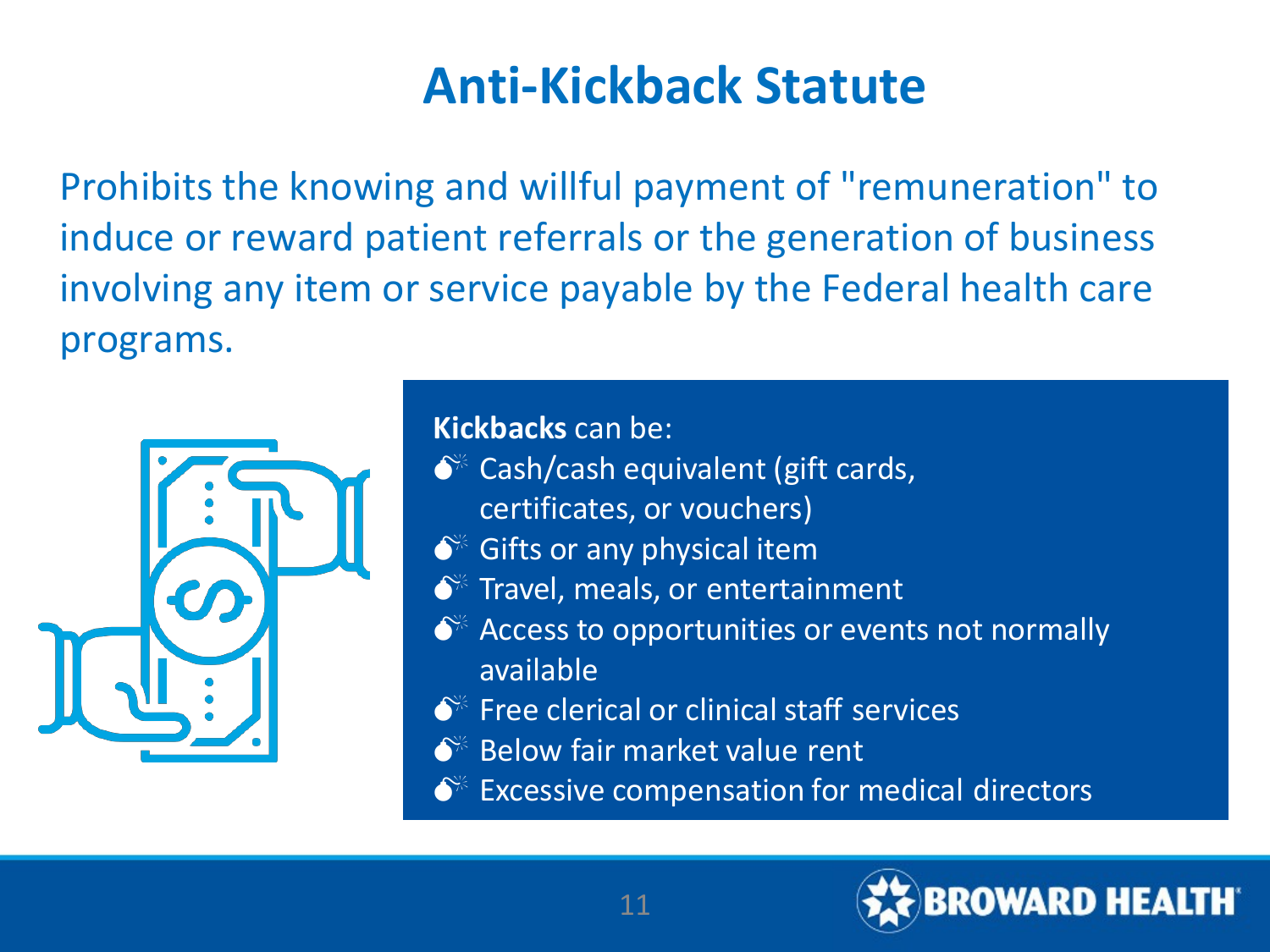# Anti-Kickback Statute

Prohibits the knowing and willful payment of "remuneration" to induce or reward patient referrals or the generation of business involving any item or service payable by the Federal health care programs.

**Kickbacks** can be:

- Cash/cash equivalent (gift cards, certificates, or vouchers)
- Gifts or any physical item
- Travel, meals, or entertainment
- Access to opportunities or events not normally available
- Free clerical or clinical staff services
- Below fair market value rent
- Excessive compensation for medical directors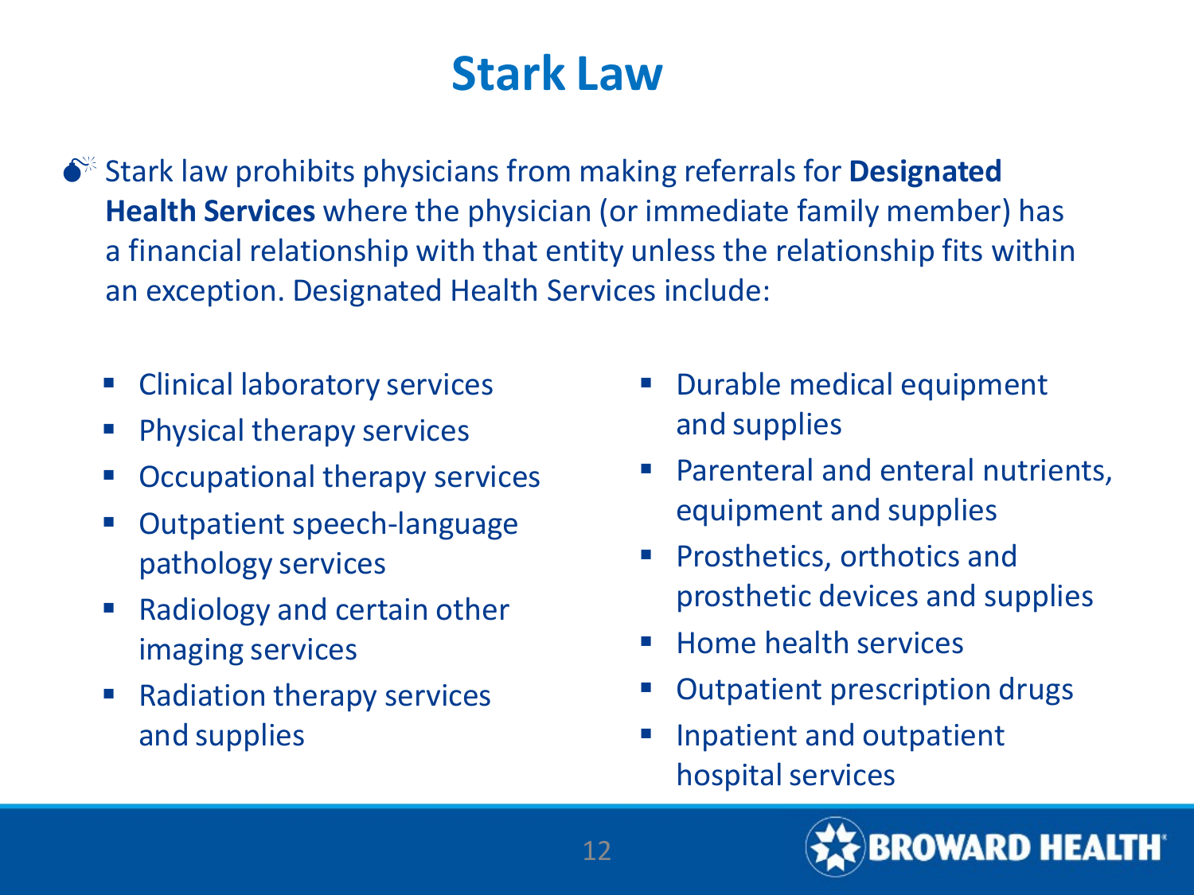# Stark Law

- Stark law prohibits physicians from making referrals for **Designated Health Services** where the physician (or immediate family member) has a financial relationship with that entity unless the relationship fits within an exception. Designated Health Services include:

  - Clinical laboratory services
  - Physical therapy services
  - Occupational therapy services
  - Outpatient speech-language pathology services
  - Radiology and certain other imaging services
  - Radiation therapy services and supplies
  - Durable medical equipment and supplies
  - Parenteral and enteral nutrients, equipment and supplies
  - Prosthetics, orthotics and prosthetic devices and supplies
  - Home health services
  - Outpatient prescription drugs
  - Inpatient and outpatient hospital services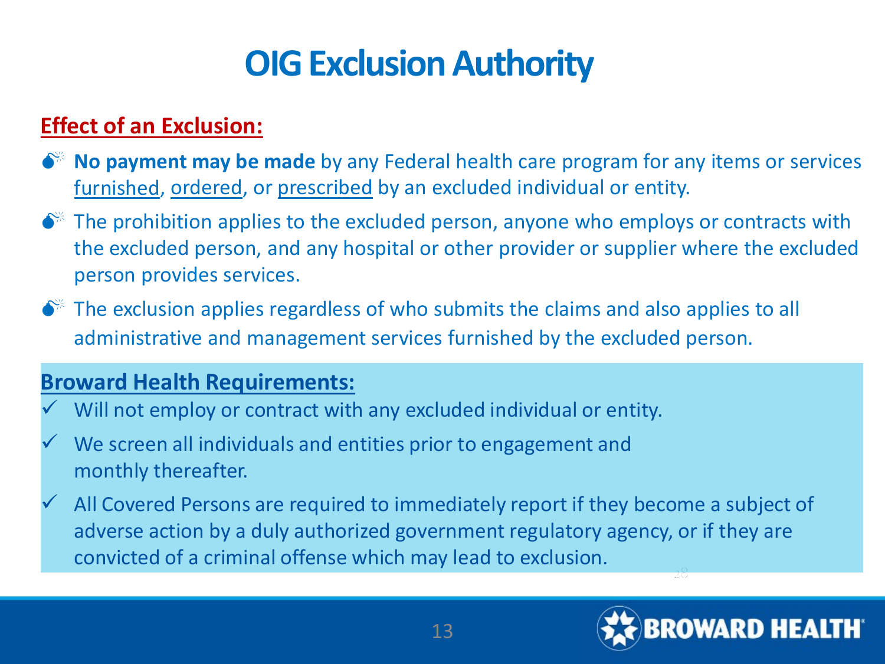# OIG Exclusion Authority

## Effect of an Exclusion:

- **No payment may be made** by any Federal health care program for any items or services furnished, ordered, or prescribed by an excluded individual or entity.
- The prohibition applies to the excluded person, anyone who employs or contracts with the excluded person, and any hospital or other provider or supplier where the excluded person provides services.
- The exclusion applies regardless of who submits the claims and also applies to all administrative and management services furnished by the excluded person.

## Broward Health Requirements:

- ✓ Will not employ or contract with any excluded individual or entity.
- ✓ We screen all individuals and entities prior to engagement and monthly thereafter.
- ✓ All Covered Persons are required to immediately report if they become a subject of adverse action by a duly authorized government regulatory agency, or if they are convicted of a criminal offense which may lead to exclusion.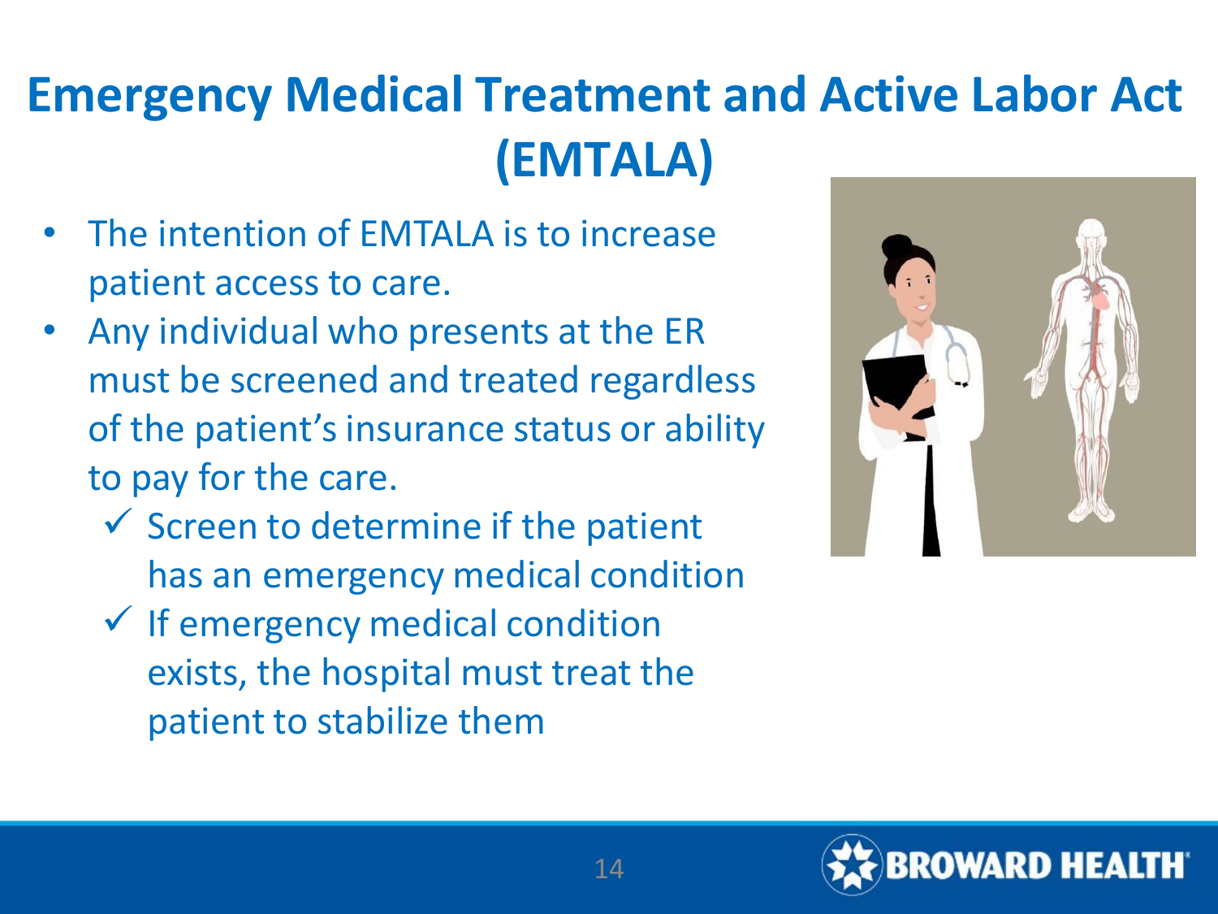# Emergency Medical Treatment and Active Labor Act (EMTALA)

- The intention of EMTALA is to increase patient access to care.
- Any individual who presents at the ER must be screened and treated regardless of the patient's insurance status or ability to pay for the care.
  - ✓ Screen to determine if the patient has an emergency medical condition
  - ✓ If emergency medical condition exists, the hospital must treat the patient to stabilize them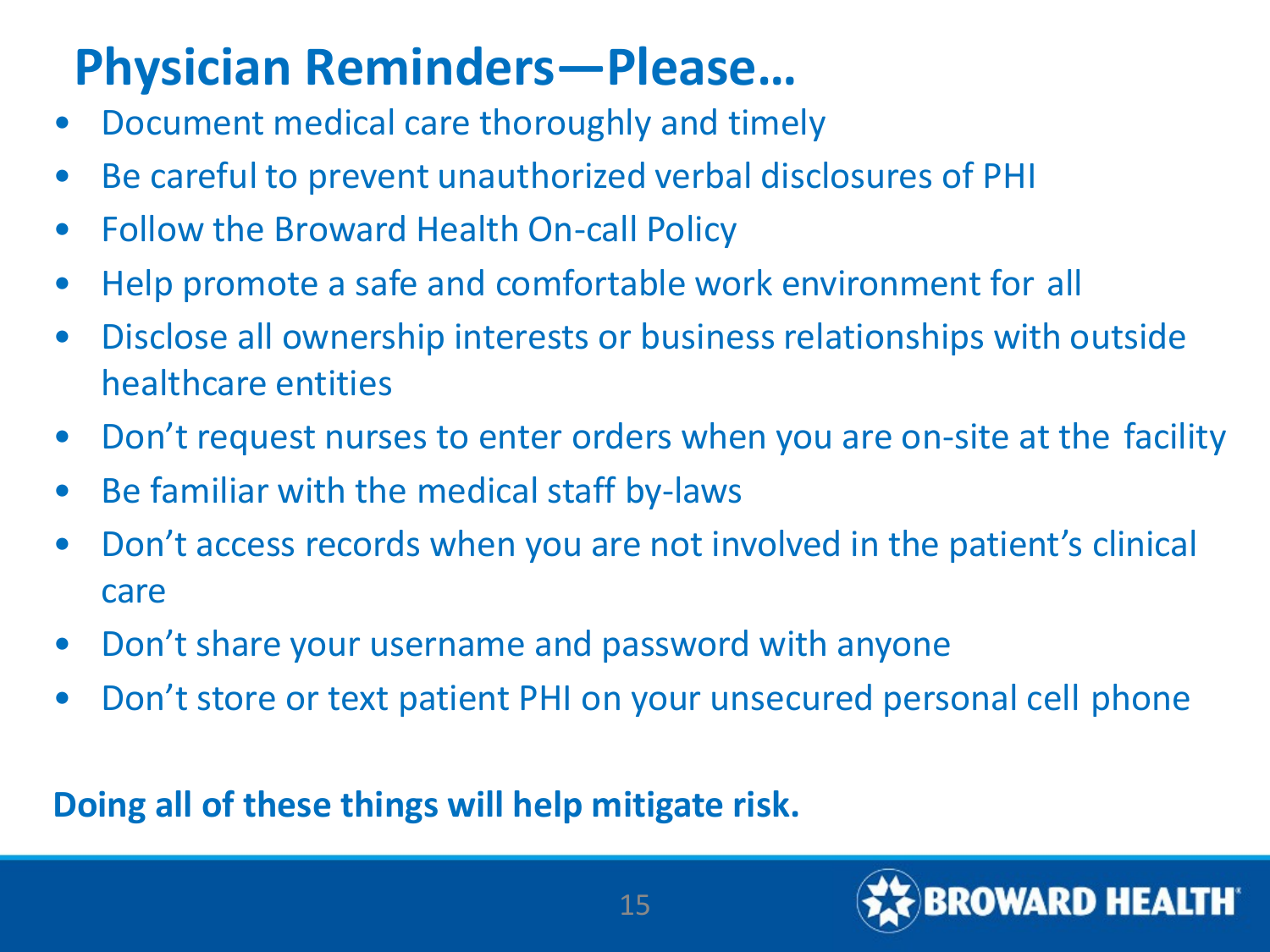# Physician Reminders—Please…

- Document medical care thoroughly and timely
- Be careful to prevent unauthorized verbal disclosures of PHI
- Follow the Broward Health On-call Policy
- Help promote a safe and comfortable work environment for all
- Disclose all ownership interests or business relationships with outside healthcare entities
- Don't request nurses to enter orders when you are on-site at the facility
- Be familiar with the medical staff by-laws
- Don't access records when you are not involved in the patient's clinical care
- Don't share your username and password with anyone
- Don't store or text patient PHI on your unsecured personal cell phone

**Doing all of these things will help mitigate risk.**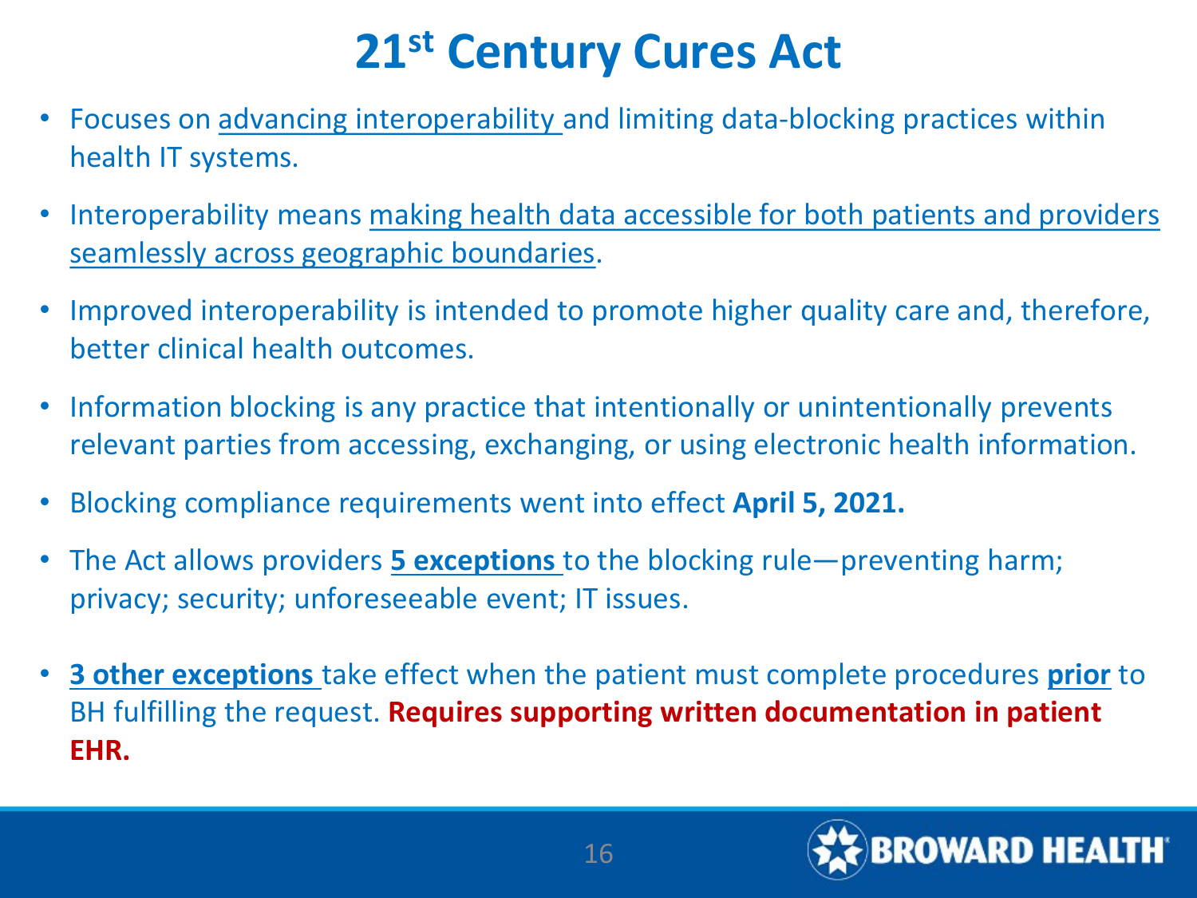# 21st Century Cures Act

- Focuses on advancing interoperability and limiting data-blocking practices within health IT systems.
- Interoperability means making health data accessible for both patients and providers seamlessly across geographic boundaries.
- Improved interoperability is intended to promote higher quality care and, therefore, better clinical health outcomes.
- Information blocking is any practice that intentionally or unintentionally prevents relevant parties from accessing, exchanging, or using electronic health information.
- Blocking compliance requirements went into effect **April 5, 2021.**
- The Act allows providers **5 exceptions** to the blocking rule—preventing harm; privacy; security; unforeseeable event; IT issues.
- **3 other exceptions** take effect when the patient must complete procedures **prior** to BH fulfilling the request. **Requires supporting written documentation in patient EHR.**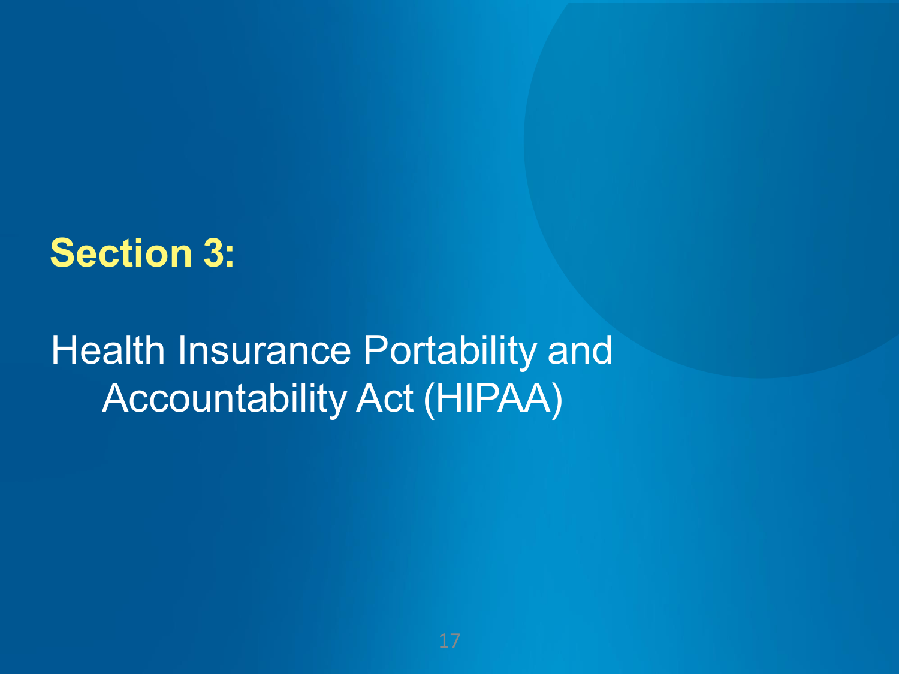# Section 3:

## Health Insurance Portability and Accountability Act (HIPAA)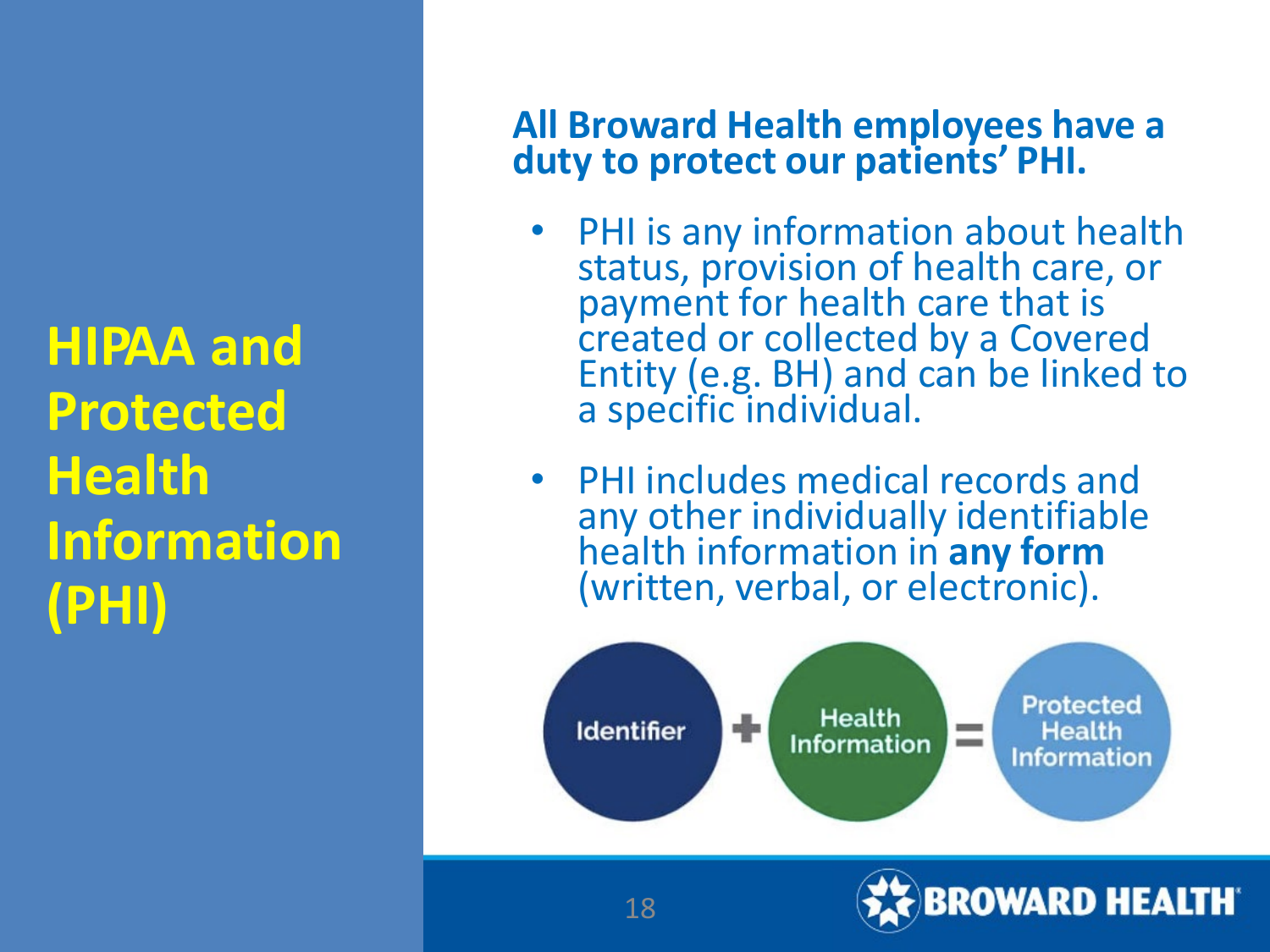# HIPAA and Protected Health Information (PHI)

**All Broward Health employees have a duty to protect our patients' PHI.**

- PHI is any information about health status, provision of health care, or payment for health care that is created or collected by a Covered Entity (e.g. BH) and can be linked to a specific individual.
- PHI includes medical records and any other individually identifiable health information in **any form** (written, verbal, or electronic).

Identifier + Health Information = Protected Health Information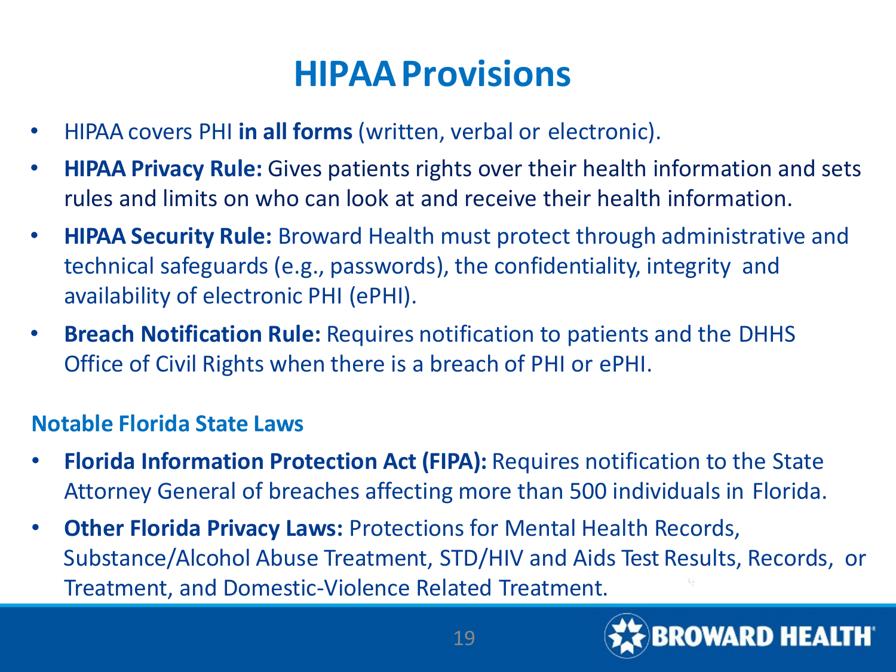# HIPAA Provisions

- HIPAA covers PHI **in all forms** (written, verbal or electronic).
- **HIPAA Privacy Rule:** Gives patients rights over their health information and sets rules and limits on who can look at and receive their health information.
- **HIPAA Security Rule:** Broward Health must protect through administrative and technical safeguards (e.g., passwords), the confidentiality, integrity and availability of electronic PHI (ePHI).
- **Breach Notification Rule:** Requires notification to patients and the DHHS Office of Civil Rights when there is a breach of PHI or ePHI.

## Notable Florida State Laws

- **Florida Information Protection Act (FIPA):** Requires notification to the State Attorney General of breaches affecting more than 500 individuals in Florida.
- **Other Florida Privacy Laws:** Protections for Mental Health Records, Substance/Alcohol Abuse Treatment, STD/HIV and Aids Test Results, Records, or Treatment, and Domestic-Violence Related Treatment.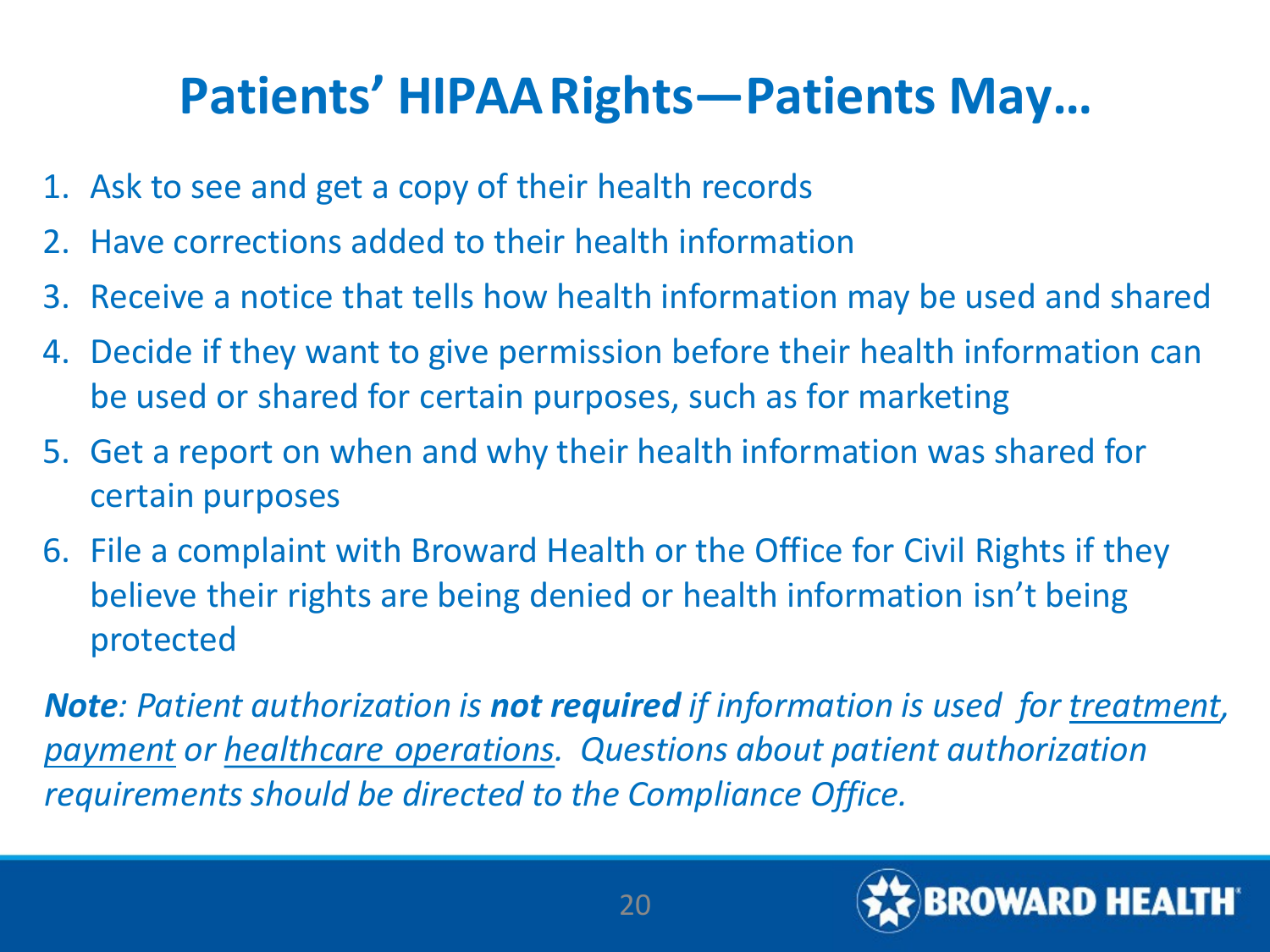# Patients' HIPAA Rights—Patients May…

1. Ask to see and get a copy of their health records
2. Have corrections added to their health information
3. Receive a notice that tells how health information may be used and shared
4. Decide if they want to give permission before their health information can be used or shared for certain purposes, such as for marketing
5. Get a report on when and why their health information was shared for certain purposes
6. File a complaint with Broward Health or the Office for Civil Rights if they believe their rights are being denied or health information isn't being protected

***Note**: Patient authorization is **not required** if information is used for <u>treatment</u>, <u>payment</u> or <u>healthcare operations</u>. Questions about patient authorization requirements should be directed to the Compliance Office.*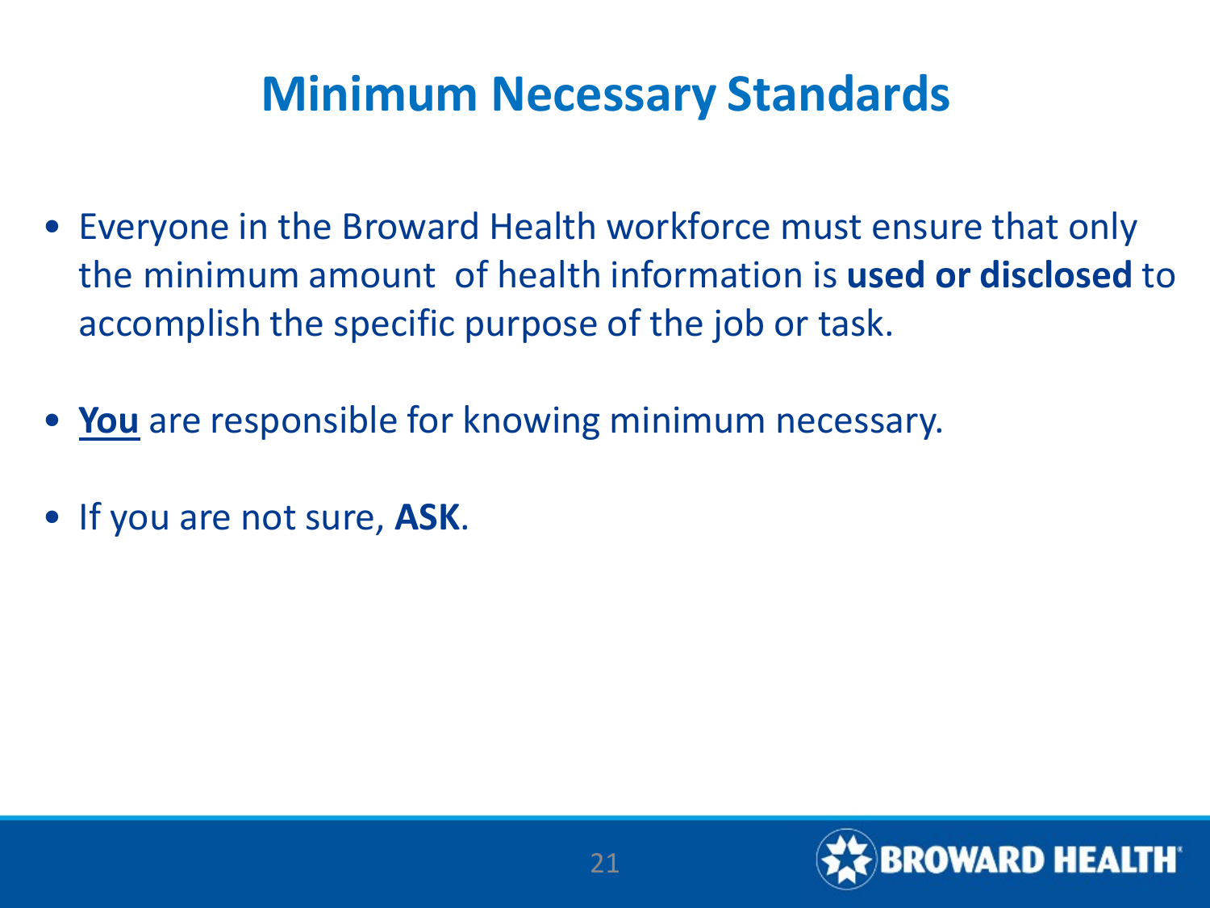# Minimum Necessary Standards

- Everyone in the Broward Health workforce must ensure that only the minimum amount of health information is **used or disclosed** to accomplish the specific purpose of the job or task.
- **<u>You</u>** are responsible for knowing minimum necessary.
- If you are not sure, **ASK**.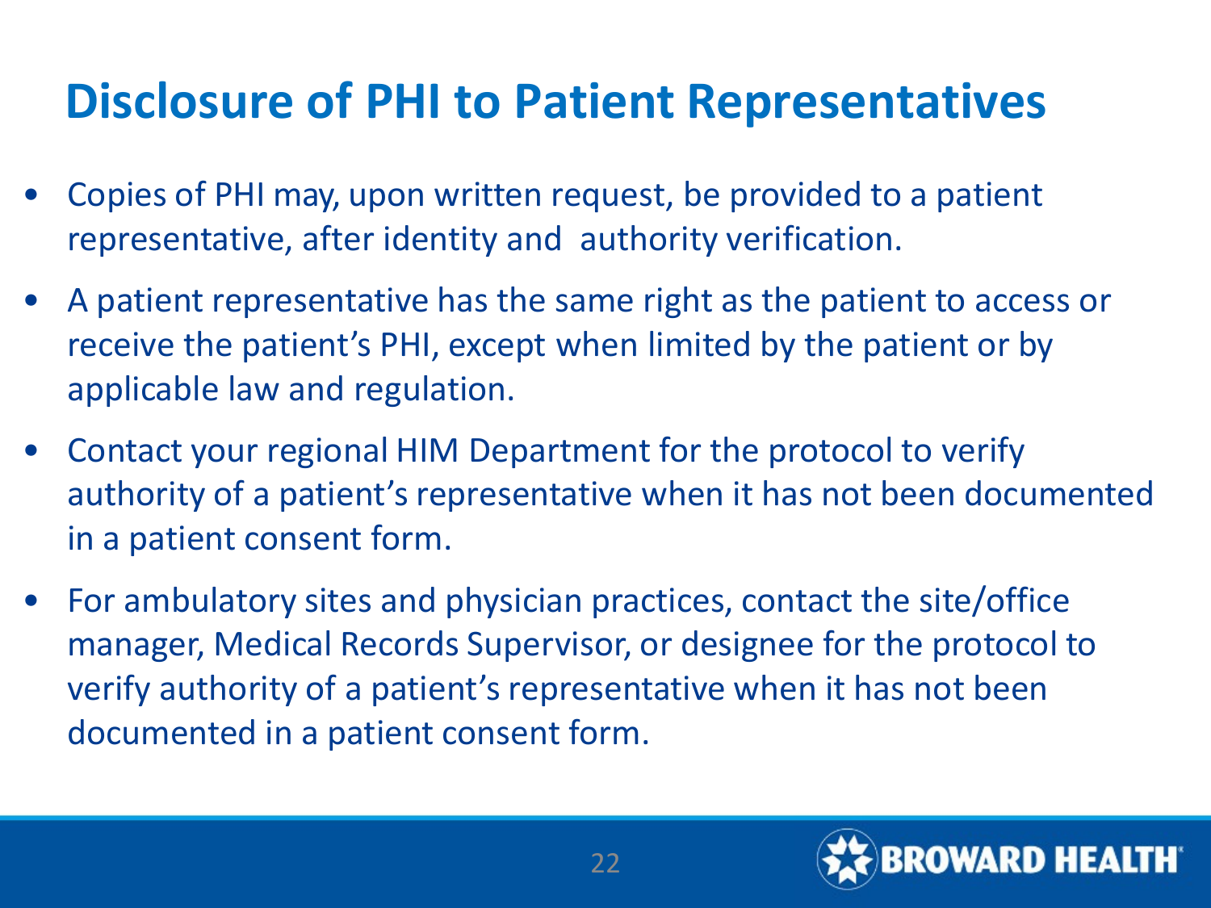# Disclosure of PHI to Patient Representatives

- Copies of PHI may, upon written request, be provided to a patient representative, after identity and authority verification.
- A patient representative has the same right as the patient to access or receive the patient's PHI, except when limited by the patient or by applicable law and regulation.
- Contact your regional HIM Department for the protocol to verify authority of a patient's representative when it has not been documented in a patient consent form.
- For ambulatory sites and physician practices, contact the site/office manager, Medical Records Supervisor, or designee for the protocol to verify authority of a patient's representative when it has not been documented in a patient consent form.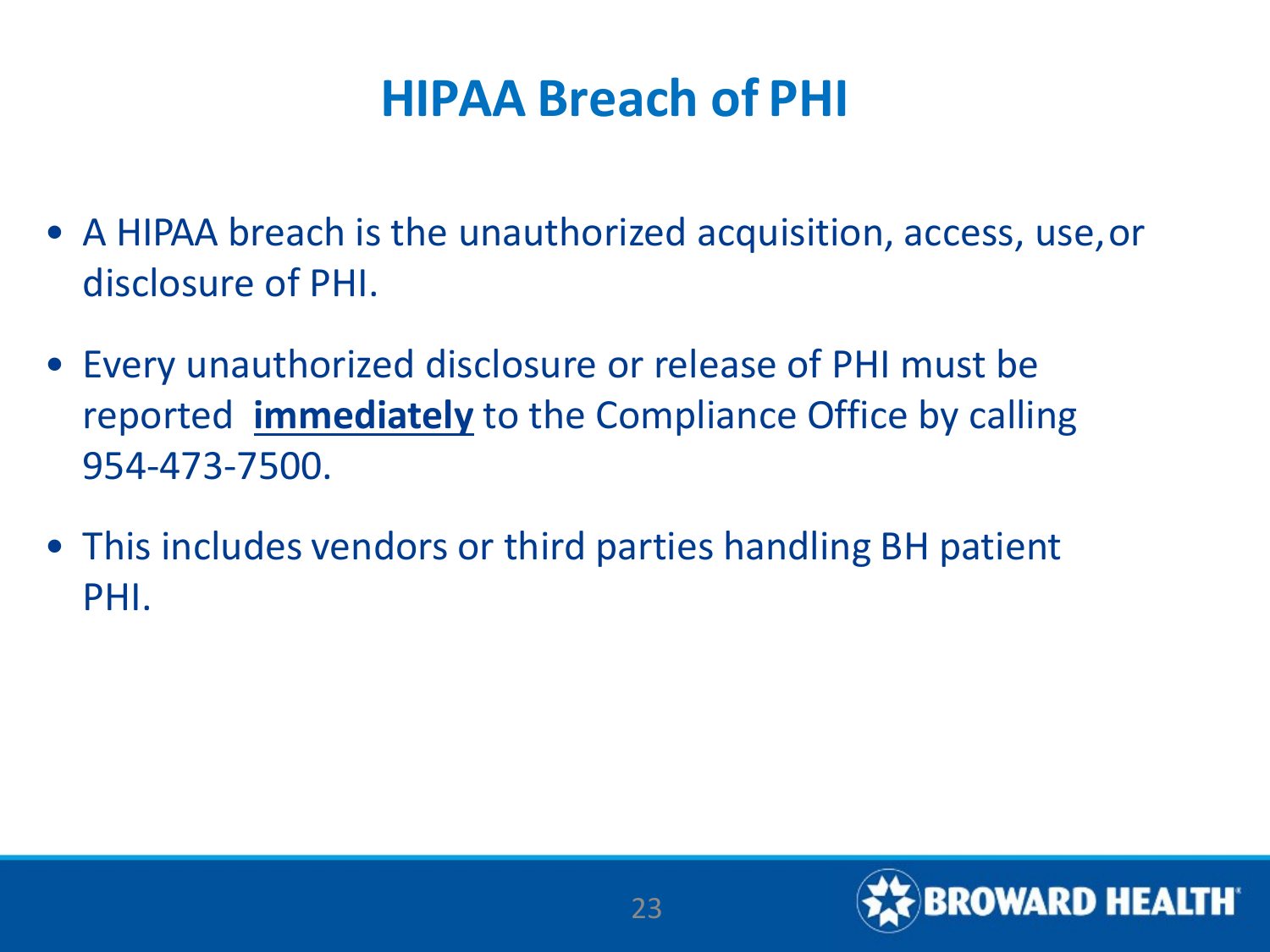# HIPAA Breach of PHI

- A HIPAA breach is the unauthorized acquisition, access, use, or disclosure of PHI.
- Every unauthorized disclosure or release of PHI must be reported **<u>immediately</u>** to the Compliance Office by calling 954-473-7500.
- This includes vendors or third parties handling BH patient PHI.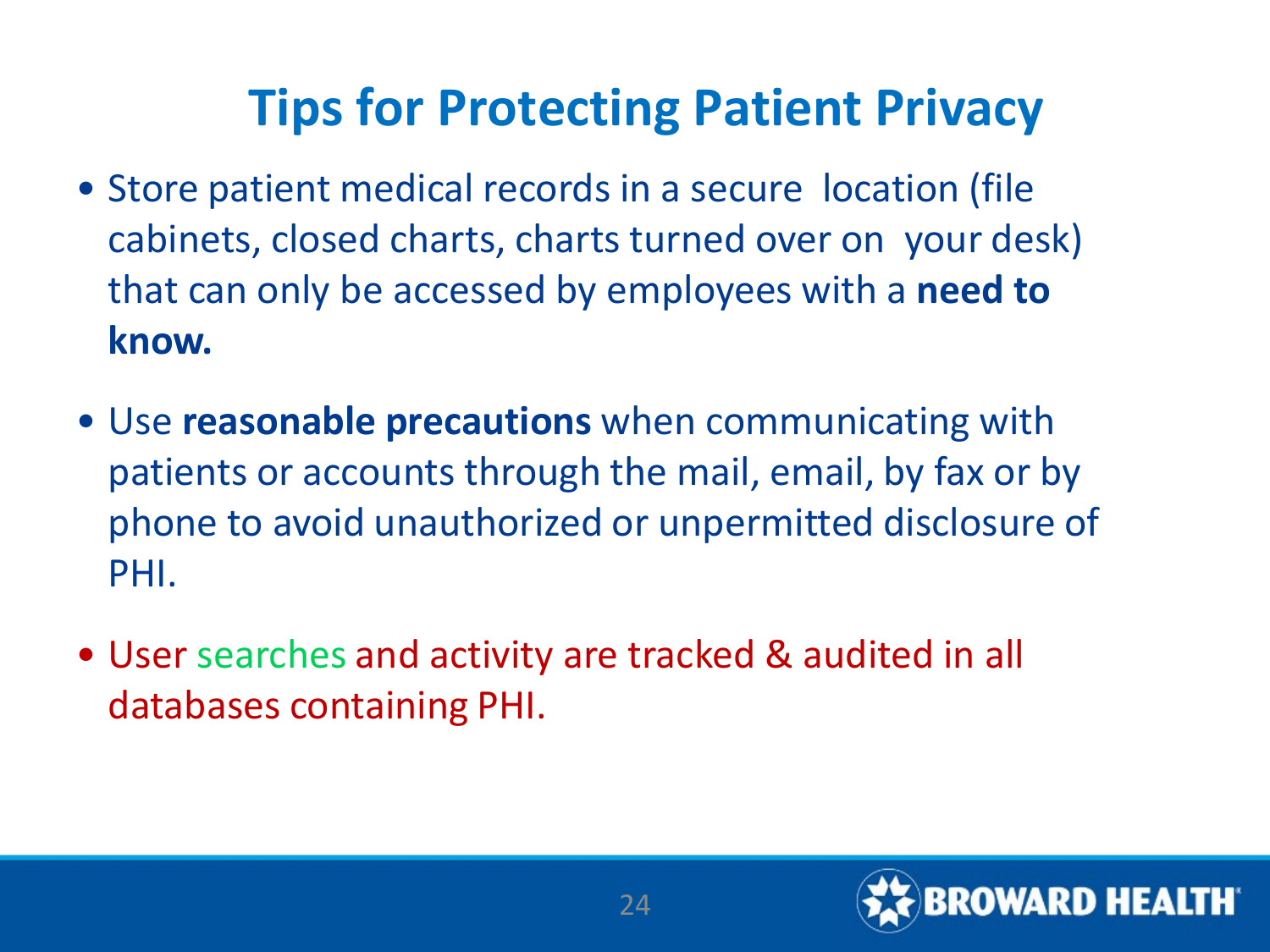# Tips for Protecting Patient Privacy

- Store patient medical records in a secure location (file cabinets, closed charts, charts turned over on your desk) that can only be accessed by employees with a **need to know.**

- Use **reasonable precautions** when communicating with patients or accounts through the mail, email, by fax or by phone to avoid unauthorized or unpermitted disclosure of PHI.

- User searches and activity are tracked & audited in all databases containing PHI.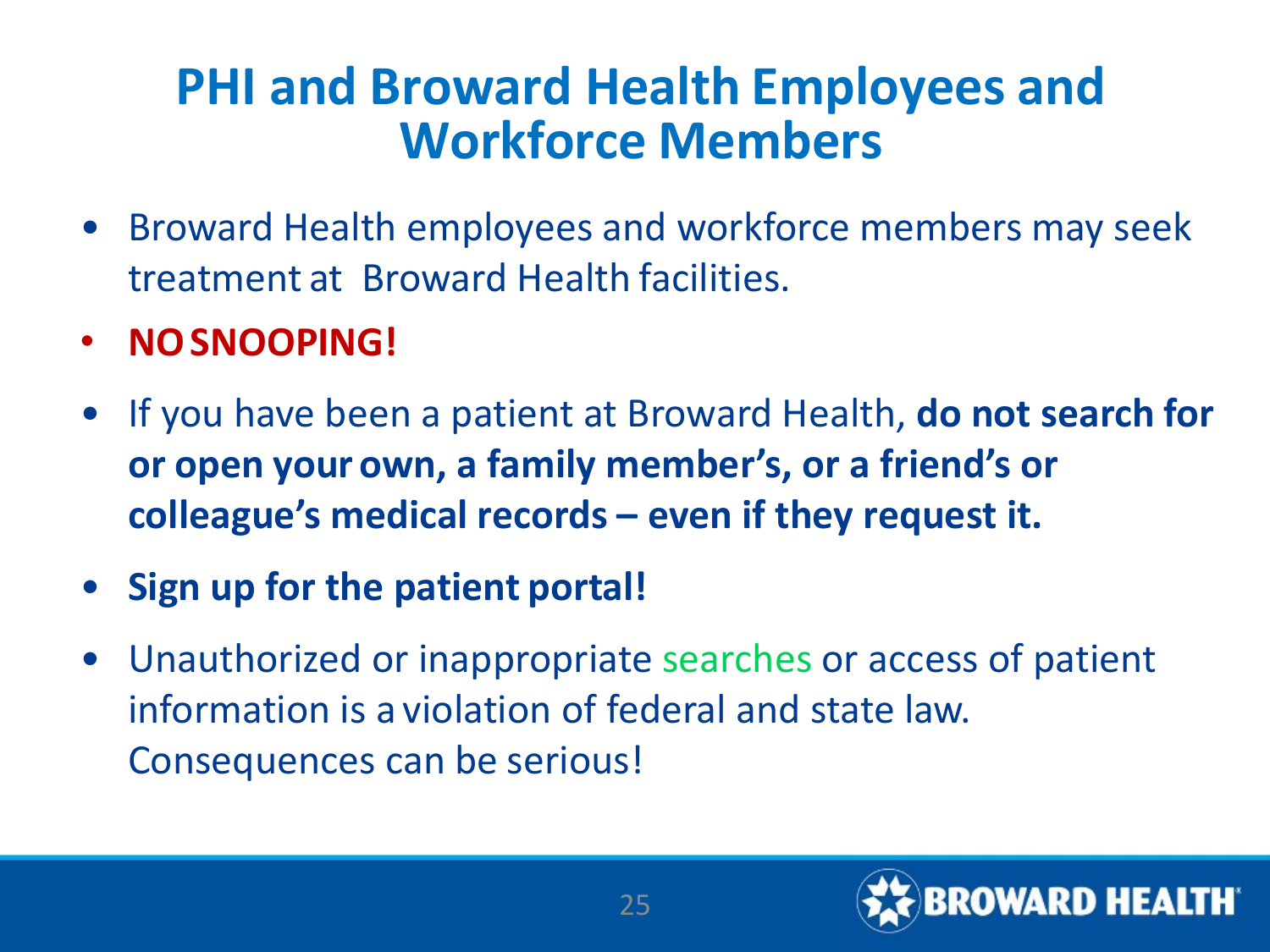# PHI and Broward Health Employees and Workforce Members

- Broward Health employees and workforce members may seek treatment at Broward Health facilities.
- **NO SNOOPING!**
- If you have been a patient at Broward Health, **do not search for or open your own, a family member's, or a friend's or colleague's medical records – even if they request it.**
- **Sign up for the patient portal!**
- Unauthorized or inappropriate searches or access of patient information is a violation of federal and state law. Consequences can be serious!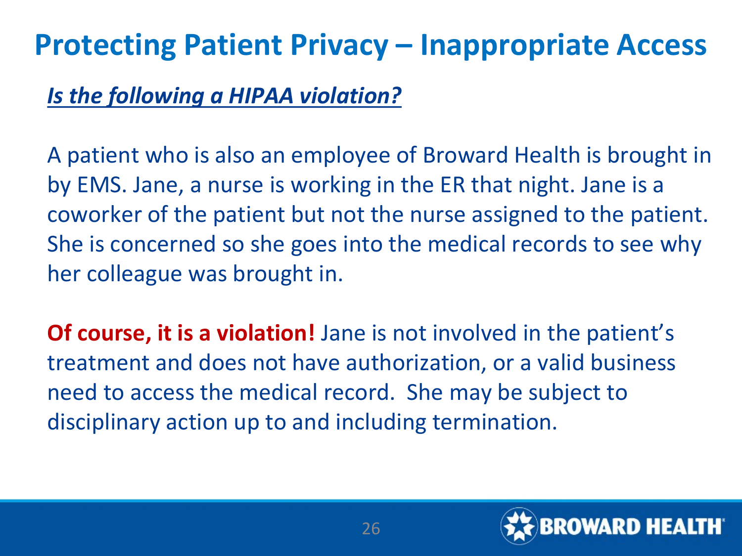# Protecting Patient Privacy – Inappropriate Access

***Is the following a HIPAA violation?***

A patient who is also an employee of Broward Health is brought in by EMS. Jane, a nurse is working in the ER that night. Jane is a coworker of the patient but not the nurse assigned to the patient. She is concerned so she goes into the medical records to see why her colleague was brought in.

**Of course, it is a violation!** Jane is not involved in the patient's treatment and does not have authorization, or a valid business need to access the medical record. She may be subject to disciplinary action up to and including termination.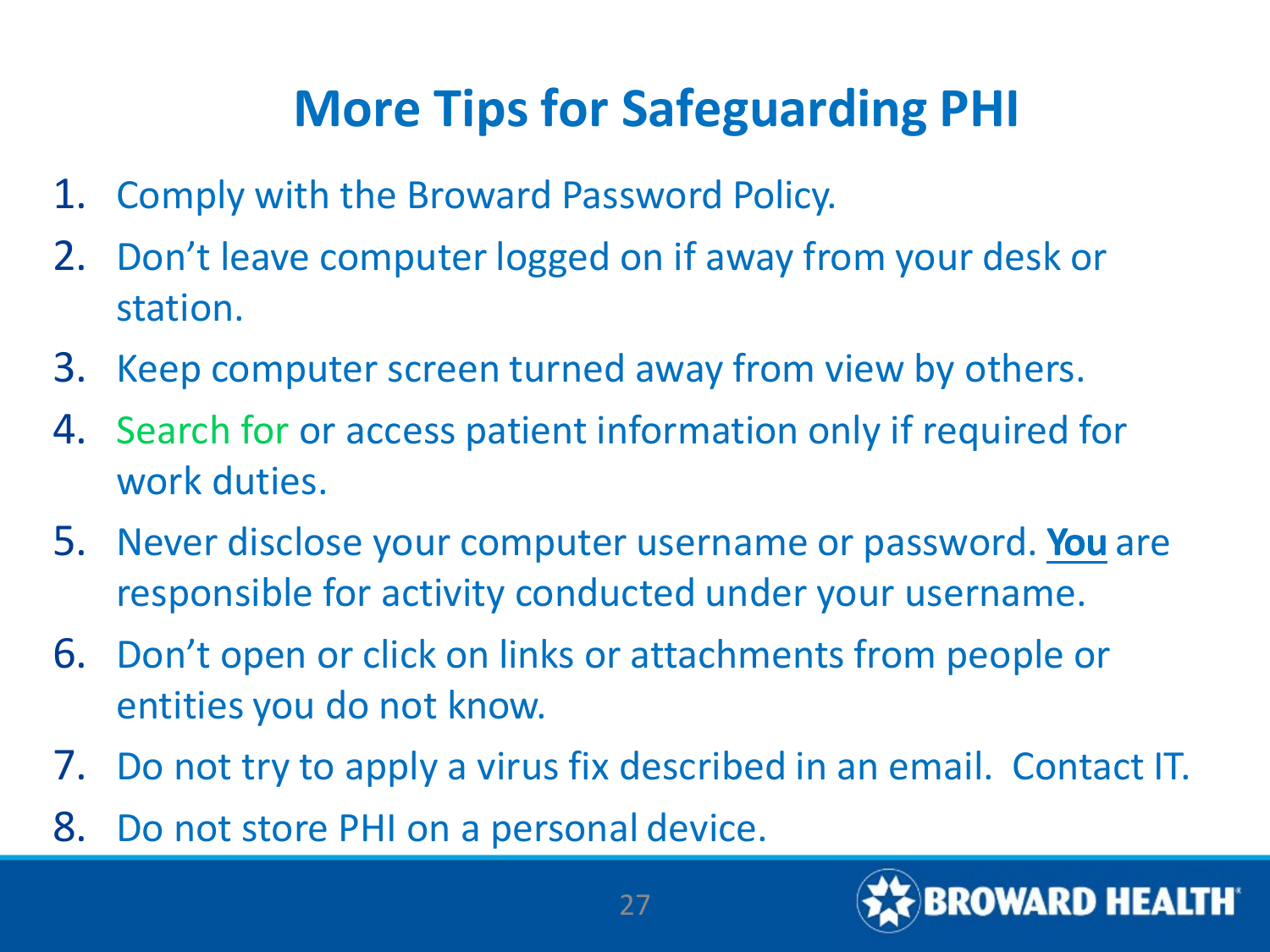# More Tips for Safeguarding PHI

1. Comply with the Broward Password Policy.
2. Don't leave computer logged on if away from your desk or station.
3. Keep computer screen turned away from view by others.
4. Search for or access patient information only if required for work duties.
5. Never disclose your computer username or password. **You** are responsible for activity conducted under your username.
6. Don't open or click on links or attachments from people or entities you do not know.
7. Do not try to apply a virus fix described in an email. Contact IT.
8. Do not store PHI on a personal device.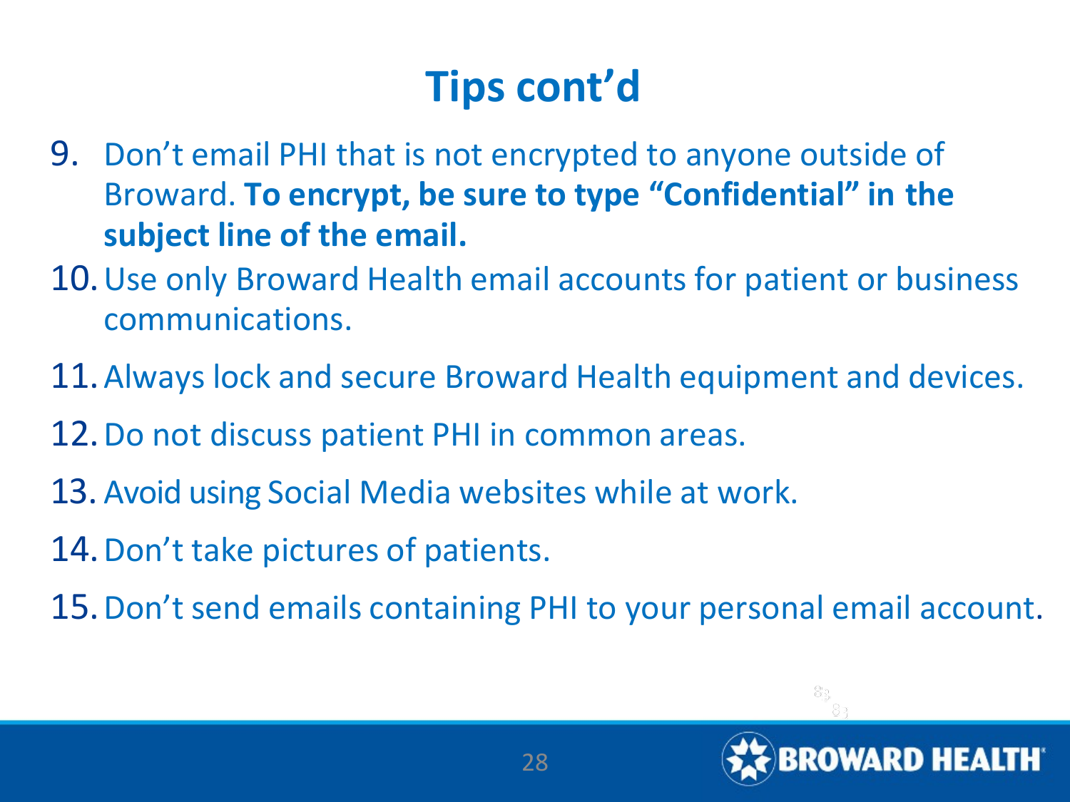# Tips cont'd

9. Don't email PHI that is not encrypted to anyone outside of Broward. **To encrypt, be sure to type "Confidential" in the subject line of the email.**
10. Use only Broward Health email accounts for patient or business communications.
11. Always lock and secure Broward Health equipment and devices.
12. Do not discuss patient PHI in common areas.
13. Avoid using Social Media websites while at work.
14. Don't take pictures of patients.
15. Don't send emails containing PHI to your personal email account.